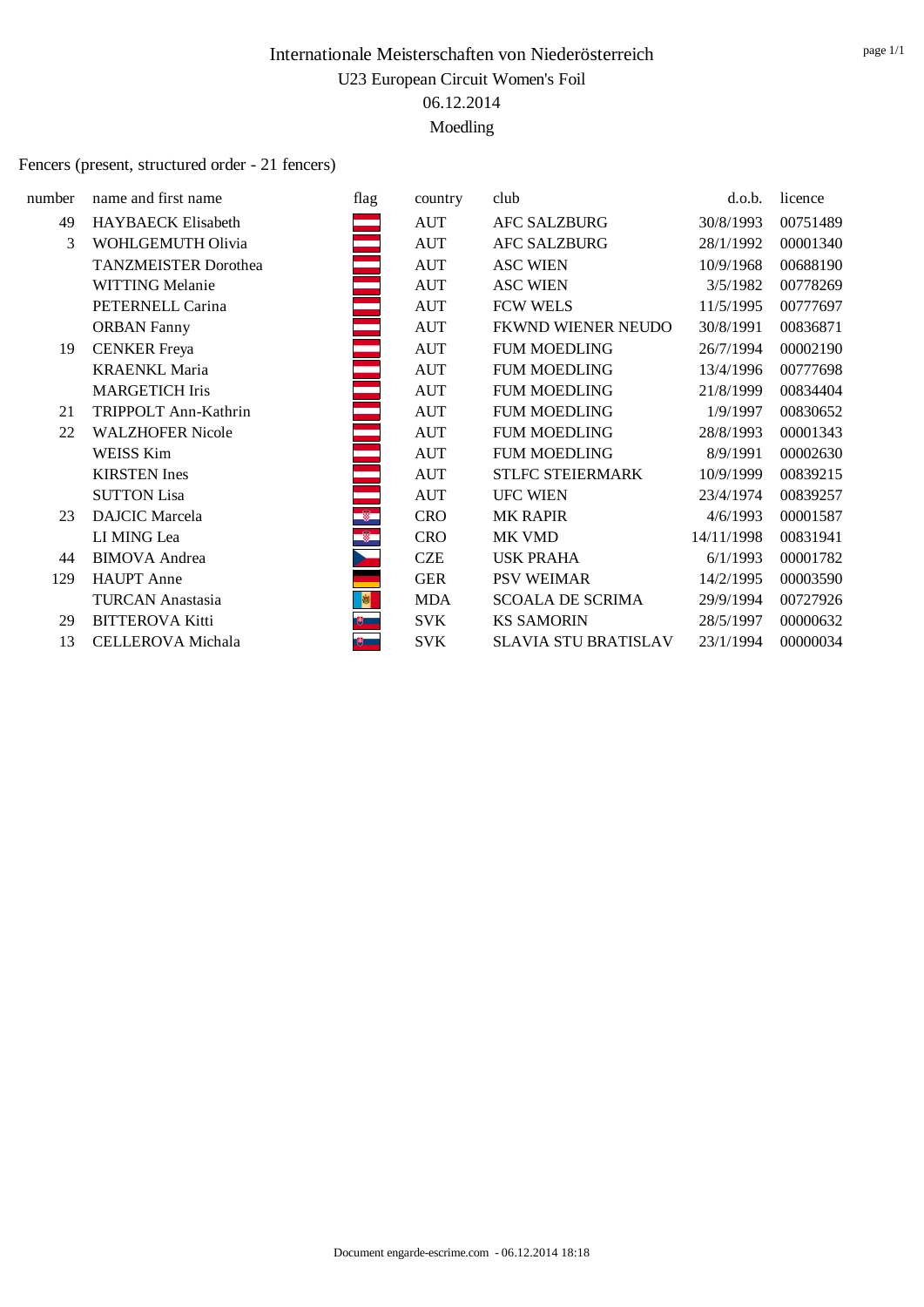# Internationale Meisterschaften von Niederösterreich

U23 European Circuit Women's Foil

06.12.2014

Moedling

Fencers (present, structured order - 21 fencers)

| number | name and first name | flag | country | club | d.o.b. | licence |
|---|---|---|---|---|---|---|
| 49 | HAYBAECK Elisabeth | | AUT | AFC SALZBURG | 30/8/1993 | 00751489 |
| 3 | WOHLGEMUTH Olivia | | AUT | AFC SALZBURG | 28/1/1992 | 00001340 |
| | TANZMEISTER Dorothea | | AUT | ASC WIEN | 10/9/1968 | 00688190 |
| | WITTING Melanie | | AUT | ASC WIEN | 3/5/1982 | 00778269 |
| | PETERNELL Carina | | AUT | FCW WELS | 11/5/1995 | 00777697 |
| | ORBAN Fanny | | AUT | FKWND WIENER NEUDO | 30/8/1991 | 00836871 |
| 19 | CENKER Freya | | AUT | FUM MOEDLING | 26/7/1994 | 00002190 |
| | KRAENKL Maria | | AUT | FUM MOEDLING | 13/4/1996 | 00777698 |
| | MARGETICH Iris | | AUT | FUM MOEDLING | 21/8/1999 | 00834404 |
| 21 | TRIPPOLT Ann-Kathrin | | AUT | FUM MOEDLING | 1/9/1997 | 00830652 |
| 22 | WALZHOFER Nicole | | AUT | FUM MOEDLING | 28/8/1993 | 00001343 |
| | WEISS Kim | | AUT | FUM MOEDLING | 8/9/1991 | 00002630 |
| | KIRSTEN Ines | | AUT | STLFC STEIERMARK | 10/9/1999 | 00839215 |
| | SUTTON Lisa | | AUT | UFC WIEN | 23/4/1974 | 00839257 |
| 23 | DAJCIC Marcela | | CRO | MK RAPIR | 4/6/1993 | 00001587 |
| | LI MING Lea | | CRO | MK VMD | 14/11/1998 | 00831941 |
| 44 | BIMOVA Andrea | | CZE | USK PRAHA | 6/1/1993 | 00001782 |
| 129 | HAUPT Anne | | GER | PSV WEIMAR | 14/2/1995 | 00003590 |
| | TURCAN Anastasia | | MDA | SCOALA DE SCRIMA | 29/9/1994 | 00727926 |
| 29 | BITTEROVA Kitti | | SVK | KS SAMORIN | 28/5/1997 | 00000632 |
| 13 | CELLEROVA Michala | | SVK | SLAVIA STU BRATISLAV | 23/1/1994 | 00000034 |

Document engarde-escrime.com - 06.12.2014 18:18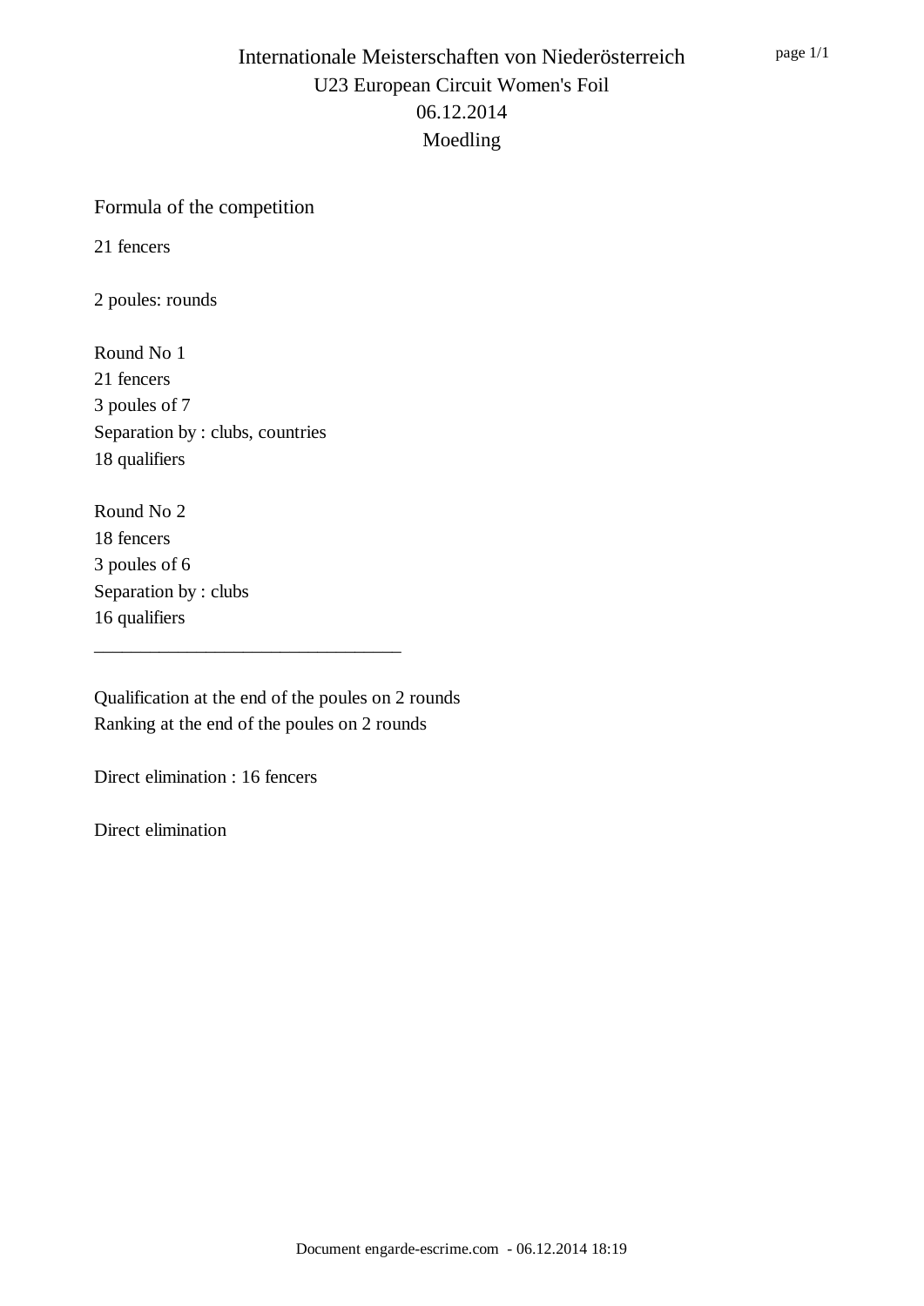# Internationale Meisterschaften von Niederösterreich

U23 European Circuit Women's Foil

06.12.2014

Moedling

## Formula of the competition

21 fencers

2 poules: rounds

Round No 1
21 fencers
3 poules of 7
Separation by : clubs, countries
18 qualifiers

Round No 2
18 fencers
3 poules of 6
Separation by : clubs
16 qualifiers

---

Qualification at the end of the poules on 2 rounds
Ranking at the end of the poules on 2 rounds

Direct elimination : 16 fencers

Direct elimination

Document engarde-escrime.com - 06.12.2014 18:19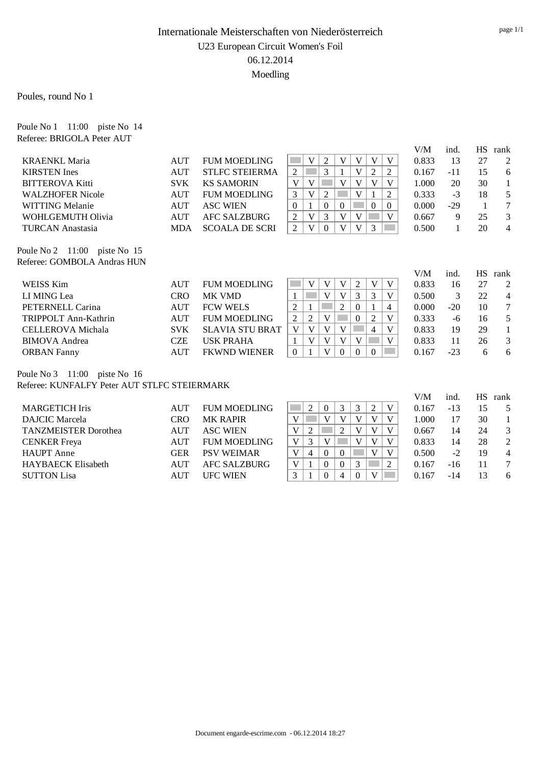# Internationale Meisterschaften von Niederösterreich

## U23 European Circuit Women's Foil

## 06.12.2014

## Moedling

Poules, round No 1

Poule No 1 11:00 piste No 14
Referee: BRIGOLA Peter AUT

| Name | Nat | Club | 1 | 2 | 3 | 4 | 5 | 6 | 7 | V/M | ind. | HS | rank |
|---|---|---|---|---|---|---|---|---|---|---|---|---|---|
| KRAENKL Maria | AUT | FUM MOEDLING | | V | 2 | V | V | V | V | 0.833 | 13 | 27 | 2 |
| KIRSTEN Ines | AUT | STLFC STEIERMA | 2 | | 3 | 1 | V | 2 | 2 | 0.167 | -11 | 15 | 6 |
| BITTEROVA Kitti | SVK | KS SAMORIN | V | V | | V | V | V | V | 1.000 | 20 | 30 | 1 |
| WALZHOFER Nicole | AUT | FUM MOEDLING | 3 | V | 2 | | V | 1 | 2 | 0.333 | -3 | 18 | 5 |
| WITTING Melanie | AUT | ASC WIEN | 0 | 1 | 0 | 0 | | 0 | 0 | 0.000 | -29 | 1 | 7 |
| WOHLGEMUTH Olivia | AUT | AFC SALZBURG | 2 | V | 3 | V | V | | V | 0.667 | 9 | 25 | 3 |
| TURCAN Anastasia | MDA | SCOALA DE SCRI | 2 | V | 0 | V | V | 3 | | 0.500 | 1 | 20 | 4 |

Poule No 2 11:00 piste No 15
Referee: GOMBOLA Andras HUN

| Name | Nat | Club | 1 | 2 | 3 | 4 | 5 | 6 | 7 | V/M | ind. | HS | rank |
|---|---|---|---|---|---|---|---|---|---|---|---|---|---|
| WEISS Kim | AUT | FUM MOEDLING | | V | V | V | 2 | V | V | 0.833 | 16 | 27 | 2 |
| LI MING Lea | CRO | MK VMD | 1 | | V | V | 3 | 3 | V | 0.500 | 3 | 22 | 4 |
| PETERNELL Carina | AUT | FCW WELS | 2 | 1 | | 2 | 0 | 1 | 4 | 0.000 | -20 | 10 | 7 |
| TRIPPOLT Ann-Kathrin | AUT | FUM MOEDLING | 2 | 2 | V | | 0 | 2 | V | 0.333 | -6 | 16 | 5 |
| CELLEROVA Michala | SVK | SLAVIA STU BRAT | V | V | V | V | | 4 | V | 0.833 | 19 | 29 | 1 |
| BIMOVA Andrea | CZE | USK PRAHA | 1 | V | V | V | V | | V | 0.833 | 11 | 26 | 3 |
| ORBAN Fanny | AUT | FKWND WIENER | 0 | 1 | V | 0 | 0 | 0 | | 0.167 | -23 | 6 | 6 |

Poule No 3 11:00 piste No 16
Referee: KUNFALFY Peter AUT STLFC STEIERMARK

| Name | Nat | Club | 1 | 2 | 3 | 4 | 5 | 6 | 7 | V/M | ind. | HS | rank |
|---|---|---|---|---|---|---|---|---|---|---|---|---|---|
| MARGETICH Iris | AUT | FUM MOEDLING | | 2 | 0 | 3 | 3 | 2 | V | 0.167 | -13 | 15 | 5 |
| DAJCIC Marcela | CRO | MK RAPIR | V | | V | V | V | V | V | 1.000 | 17 | 30 | 1 |
| TANZMEISTER Dorothea | AUT | ASC WIEN | V | 2 | | 2 | V | V | V | 0.667 | 14 | 24 | 3 |
| CENKER Freya | AUT | FUM MOEDLING | V | 3 | V | | V | V | V | 0.833 | 14 | 28 | 2 |
| HAUPT Anne | GER | PSV WEIMAR | V | 4 | 0 | 0 | | V | V | 0.500 | -2 | 19 | 4 |
| HAYBAECK Elisabeth | AUT | AFC SALZBURG | V | 1 | 0 | 0 | 3 | | 2 | 0.167 | -16 | 11 | 7 |
| SUTTON Lisa | AUT | UFC WIEN | 3 | 1 | 0 | 4 | 0 | V | | 0.167 | -14 | 13 | 6 |

Document engarde-escrime.com - 06.12.2014 18:27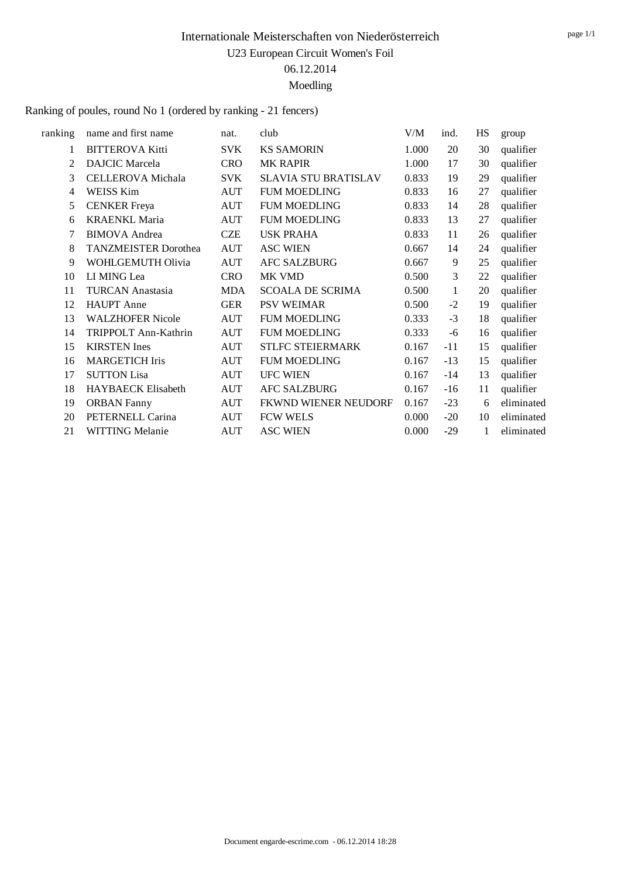# Internationale Meisterschaften von Niederösterreich

U23 European Circuit Women's Foil

06.12.2014

Moedling

Ranking of poules, round No 1 (ordered by ranking - 21 fencers)

| ranking | name and first name | nat. | club | V/M | ind. | HS | group |
|---|---|---|---|---|---|---|---|
| 1 | BITTEROVA Kitti | SVK | KS SAMORIN | 1.000 | 20 | 30 | qualifier |
| 2 | DAJCIC Marcela | CRO | MK RAPIR | 1.000 | 17 | 30 | qualifier |
| 3 | CELLEROVA Michala | SVK | SLAVIA STU BRATISLAV | 0.833 | 19 | 29 | qualifier |
| 4 | WEISS Kim | AUT | FUM MOEDLING | 0.833 | 16 | 27 | qualifier |
| 5 | CENKER Freya | AUT | FUM MOEDLING | 0.833 | 14 | 28 | qualifier |
| 6 | KRAENKL Maria | AUT | FUM MOEDLING | 0.833 | 13 | 27 | qualifier |
| 7 | BIMOVA Andrea | CZE | USK PRAHA | 0.833 | 11 | 26 | qualifier |
| 8 | TANZMEISTER Dorothea | AUT | ASC WIEN | 0.667 | 14 | 24 | qualifier |
| 9 | WOHLGEMUTH Olivia | AUT | AFC SALZBURG | 0.667 | 9 | 25 | qualifier |
| 10 | LI MING Lea | CRO | MK VMD | 0.500 | 3 | 22 | qualifier |
| 11 | TURCAN Anastasia | MDA | SCOALA DE SCRIMA | 0.500 | 1 | 20 | qualifier |
| 12 | HAUPT Anne | GER | PSV WEIMAR | 0.500 | -2 | 19 | qualifier |
| 13 | WALZHOFER Nicole | AUT | FUM MOEDLING | 0.333 | -3 | 18 | qualifier |
| 14 | TRIPPOLT Ann-Kathrin | AUT | FUM MOEDLING | 0.333 | -6 | 16 | qualifier |
| 15 | KIRSTEN Ines | AUT | STLFC STEIERMARK | 0.167 | -11 | 15 | qualifier |
| 16 | MARGETICH Iris | AUT | FUM MOEDLING | 0.167 | -13 | 15 | qualifier |
| 17 | SUTTON Lisa | AUT | UFC WIEN | 0.167 | -14 | 13 | qualifier |
| 18 | HAYBAECK Elisabeth | AUT | AFC SALZBURG | 0.167 | -16 | 11 | qualifier |
| 19 | ORBAN Fanny | AUT | FKWND WIENER NEUDORF | 0.167 | -23 | 6 | eliminated |
| 20 | PETERNELL Carina | AUT | FCW WELS | 0.000 | -20 | 10 | eliminated |
| 21 | WITTING Melanie | AUT | ASC WIEN | 0.000 | -29 | 1 | eliminated |

Document engarde-escrime.com - 06.12.2014 18:28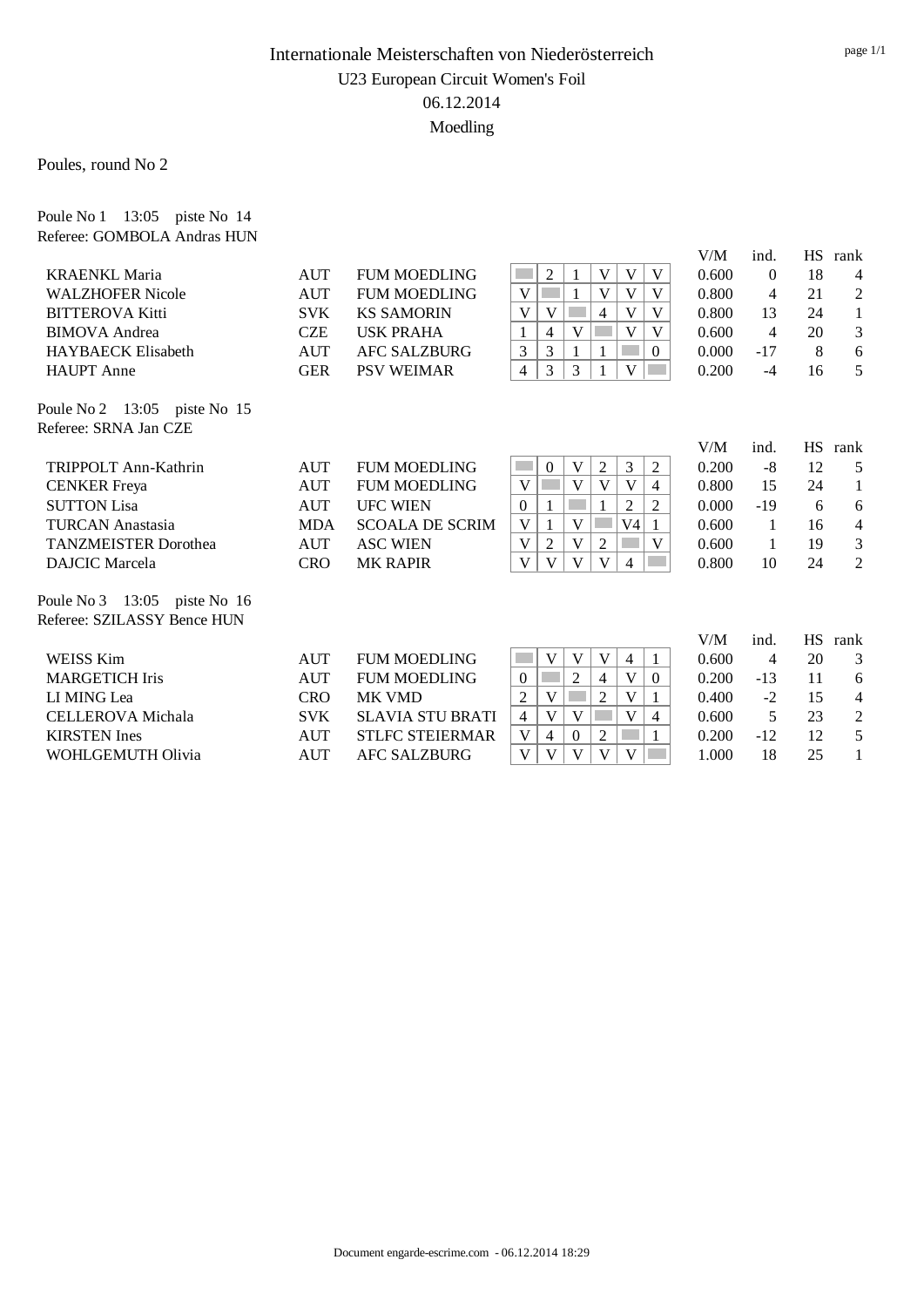# Internationale Meisterschaften von Niederösterreich

## U23 European Circuit Women's Foil

06.12.2014

Moedling

Poules, round No 2

### Poule No 1 13:05 piste No 14

Referee: GOMBOLA Andras HUN

| Name | Nat | Club | 1 | 2 | 3 | 4 | 5 | 6 | V/M | ind. | HS | rank |
|---|---|---|---|---|---|---|---|---|---|---|---|---|
| KRAENKL Maria | AUT | FUM MOEDLING | | 2 | 1 | V | V | V | 0.600 | 0 | 18 | 4 |
| WALZHOFER Nicole | AUT | FUM MOEDLING | V | | 1 | V | V | V | 0.800 | 4 | 21 | 2 |
| BITTEROVA Kitti | SVK | KS SAMORIN | V | V | | 4 | V | V | 0.800 | 13 | 24 | 1 |
| BIMOVA Andrea | CZE | USK PRAHA | 1 | 4 | V | | V | V | 0.600 | 4 | 20 | 3 |
| HAYBAECK Elisabeth | AUT | AFC SALZBURG | 3 | 3 | 1 | 1 | | 0 | 0.000 | -17 | 8 | 6 |
| HAUPT Anne | GER | PSV WEIMAR | 4 | 3 | 3 | 1 | V | | 0.200 | -4 | 16 | 5 |

### Poule No 2 13:05 piste No 15

Referee: SRNA Jan CZE

| Name | Nat | Club | 1 | 2 | 3 | 4 | 5 | 6 | V/M | ind. | HS | rank |
|---|---|---|---|---|---|---|---|---|---|---|---|---|
| TRIPPOLT Ann-Kathrin | AUT | FUM MOEDLING | | 0 | V | 2 | 3 | 2 | 0.200 | -8 | 12 | 5 |
| CENKER Freya | AUT | FUM MOEDLING | V | | V | V | V | 4 | 0.800 | 15 | 24 | 1 |
| SUTTON Lisa | AUT | UFC WIEN | 0 | 1 | | 1 | 2 | 2 | 0.000 | -19 | 6 | 6 |
| TURCAN Anastasia | MDA | SCOALA DE SCRIM | V | 1 | V | | V4 | 1 | 0.600 | 1 | 16 | 4 |
| TANZMEISTER Dorothea | AUT | ASC WIEN | V | 2 | V | 2 | | V | 0.600 | 1 | 19 | 3 |
| DAJCIC Marcela | CRO | MK RAPIR | V | V | V | V | 4 | | 0.800 | 10 | 24 | 2 |

### Poule No 3 13:05 piste No 16

Referee: SZILASSY Bence HUN

| Name | Nat | Club | 1 | 2 | 3 | 4 | 5 | 6 | V/M | ind. | HS | rank |
|---|---|---|---|---|---|---|---|---|---|---|---|---|
| WEISS Kim | AUT | FUM MOEDLING | | V | V | V | 4 | 1 | 0.600 | 4 | 20 | 3 |
| MARGETICH Iris | AUT | FUM MOEDLING | 0 | | 2 | 4 | V | 0 | 0.200 | -13 | 11 | 6 |
| LI MING Lea | CRO | MK VMD | 2 | V | | 2 | V | 1 | 0.400 | -2 | 15 | 4 |
| CELLEROVA Michala | SVK | SLAVIA STU BRATI | 4 | V | V | | V | 4 | 0.600 | 5 | 23 | 2 |
| KIRSTEN Ines | AUT | STLFC STEIERMAR | V | 4 | 0 | 2 | | 1 | 0.200 | -12 | 12 | 5 |
| WOHLGEMUTH Olivia | AUT | AFC SALZBURG | V | V | V | V | V | | 1.000 | 18 | 25 | 1 |

Document engarde-escrime.com - 06.12.2014 18:29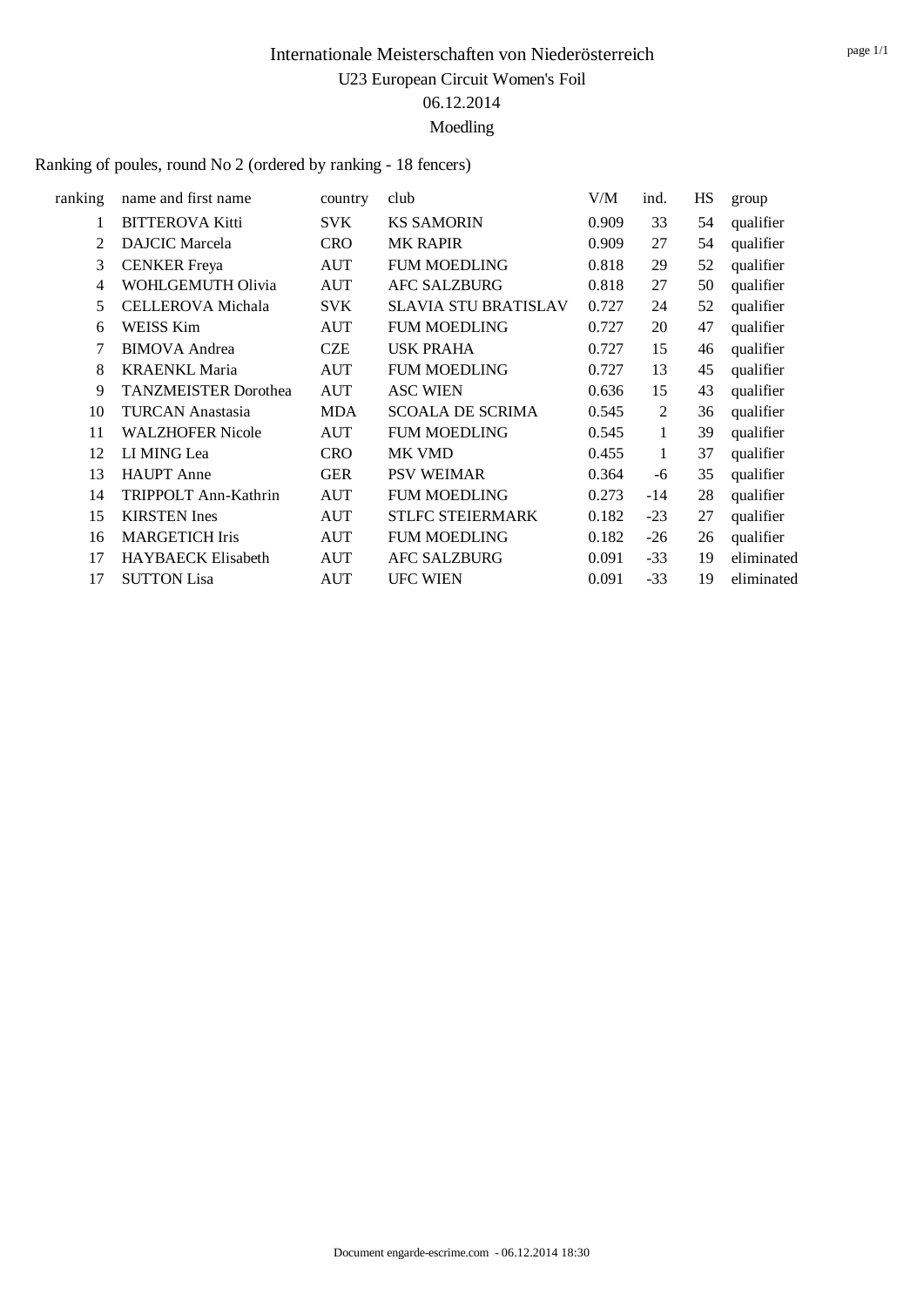# Internationale Meisterschaften von Niederösterreich

U23 European Circuit Women's Foil

06.12.2014

Moedling

Ranking of poules, round No 2 (ordered by ranking - 18 fencers)

| ranking | name and first name | country | club | V/M | ind. | HS | group |
|---|---|---|---|---|---|---|---|
| 1 | BITTEROVA Kitti | SVK | KS SAMORIN | 0.909 | 33 | 54 | qualifier |
| 2 | DAJCIC Marcela | CRO | MK RAPIR | 0.909 | 27 | 54 | qualifier |
| 3 | CENKER Freya | AUT | FUM MOEDLING | 0.818 | 29 | 52 | qualifier |
| 4 | WOHLGEMUTH Olivia | AUT | AFC SALZBURG | 0.818 | 27 | 50 | qualifier |
| 5 | CELLEROVA Michala | SVK | SLAVIA STU BRATISLAV | 0.727 | 24 | 52 | qualifier |
| 6 | WEISS Kim | AUT | FUM MOEDLING | 0.727 | 20 | 47 | qualifier |
| 7 | BIMOVA Andrea | CZE | USK PRAHA | 0.727 | 15 | 46 | qualifier |
| 8 | KRAENKL Maria | AUT | FUM MOEDLING | 0.727 | 13 | 45 | qualifier |
| 9 | TANZMEISTER Dorothea | AUT | ASC WIEN | 0.636 | 15 | 43 | qualifier |
| 10 | TURCAN Anastasia | MDA | SCOALA DE SCRIMA | 0.545 | 2 | 36 | qualifier |
| 11 | WALZHOFER Nicole | AUT | FUM MOEDLING | 0.545 | 1 | 39 | qualifier |
| 12 | LI MING Lea | CRO | MK VMD | 0.455 | 1 | 37 | qualifier |
| 13 | HAUPT Anne | GER | PSV WEIMAR | 0.364 | -6 | 35 | qualifier |
| 14 | TRIPPOLT Ann-Kathrin | AUT | FUM MOEDLING | 0.273 | -14 | 28 | qualifier |
| 15 | KIRSTEN Ines | AUT | STLFC STEIERMARK | 0.182 | -23 | 27 | qualifier |
| 16 | MARGETICH Iris | AUT | FUM MOEDLING | 0.182 | -26 | 26 | qualifier |
| 17 | HAYBAECK Elisabeth | AUT | AFC SALZBURG | 0.091 | -33 | 19 | eliminated |
| 17 | SUTTON Lisa | AUT | UFC WIEN | 0.091 | -33 | 19 | eliminated |

Document engarde-escrime.com - 06.12.2014 18:30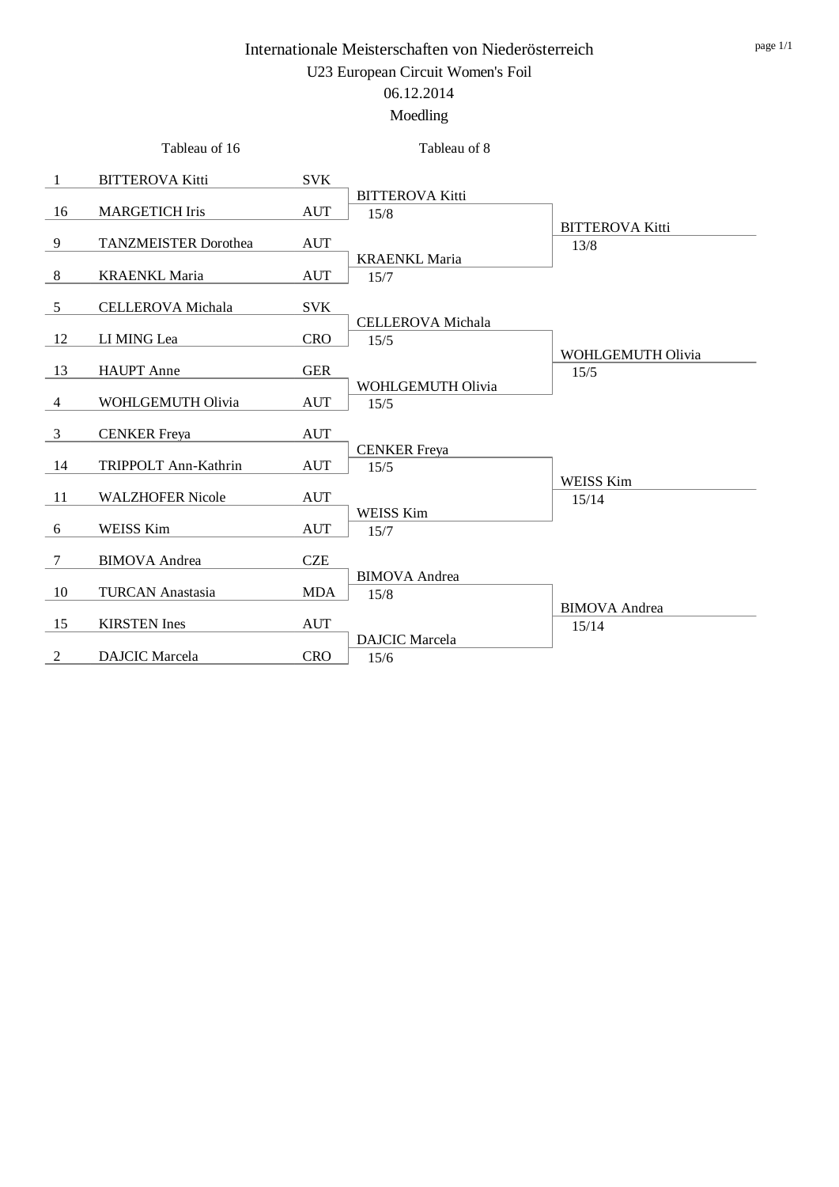# Internationale Meisterschaften von Niederösterreich

## U23 European Circuit Women's Foil

06.12.2014

Moedling

| Seed | Tableau of 16 | Nation | Tableau of 8 | |
|---|---|---|---|---|
| 1 | BITTEROVA Kitti | SVK | BITTEROVA Kitti 15/8 | BITTEROVA Kitti 13/8 |
| 16 | MARGETICH Iris | AUT | | |
| 9 | TANZMEISTER Dorothea | AUT | KRAENKL Maria 15/7 | |
| 8 | KRAENKL Maria | AUT | | |
| 5 | CELLEROVA Michala | SVK | CELLEROVA Michala 15/5 | WOHLGEMUTH Olivia 15/5 |
| 12 | LI MING Lea | CRO | | |
| 13 | HAUPT Anne | GER | WOHLGEMUTH Olivia 15/5 | |
| 4 | WOHLGEMUTH Olivia | AUT | | |
| 3 | CENKER Freya | AUT | CENKER Freya 15/5 | WEISS Kim 15/14 |
| 14 | TRIPPOLT Ann-Kathrin | AUT | | |
| 11 | WALZHOFER Nicole | AUT | WEISS Kim 15/7 | |
| 6 | WEISS Kim | AUT | | |
| 7 | BIMOVA Andrea | CZE | BIMOVA Andrea 15/8 | BIMOVA Andrea 15/14 |
| 10 | TURCAN Anastasia | MDA | | |
| 15 | KIRSTEN Ines | AUT | DAJCIC Marcela 15/6 | |
| 2 | DAJCIC Marcela | CRO | | |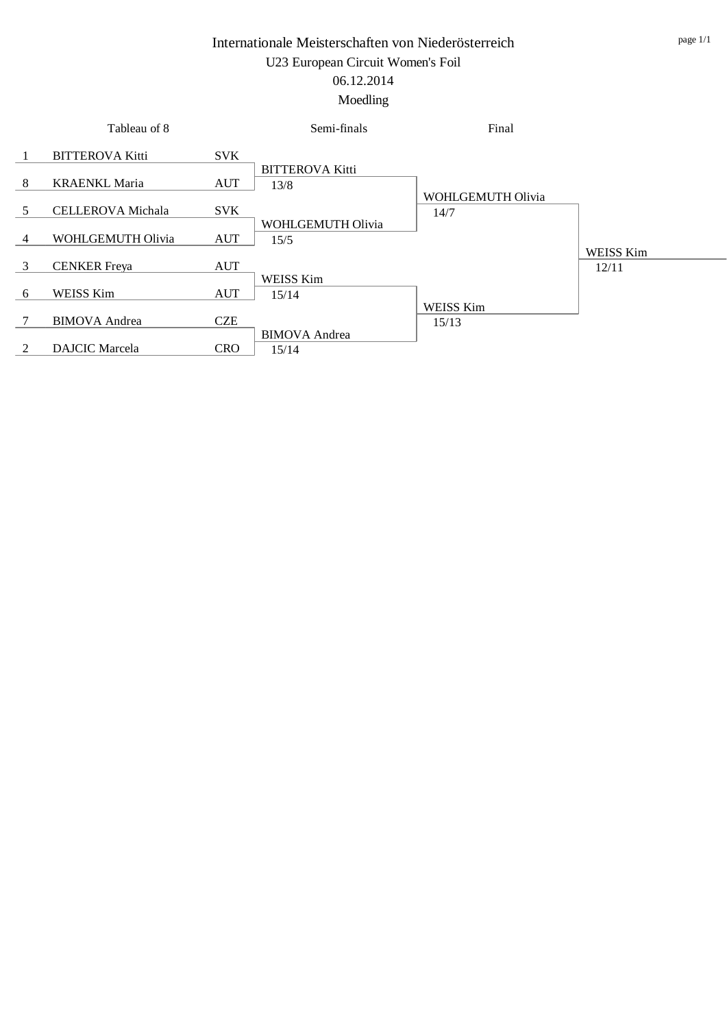# Internationale Meisterschaften von Niederösterreich

## U23 European Circuit Women's Foil

06.12.2014

Moedling

| Tableau of 8 | | | Semi-finals | Final | |
|---|---|---|---|---|---|
| 1 | BITTEROVA Kitti | SVK | BITTEROVA Kitti 13/8 | WOHLGEMUTH Olivia 14/7 | WEISS Kim 12/11 |
| 8 | KRAENKL Maria | AUT | | | |
| 5 | CELLEROVA Michala | SVK | WOHLGEMUTH Olivia 15/5 | | |
| 4 | WOHLGEMUTH Olivia | AUT | | | |
| 3 | CENKER Freya | AUT | WEISS Kim 15/14 | WEISS Kim 15/13 | |
| 6 | WEISS Kim | AUT | | | |
| 7 | BIMOVA Andrea | CZE | BIMOVA Andrea 15/14 | | |
| 2 | DAJCIC Marcela | CRO | | | |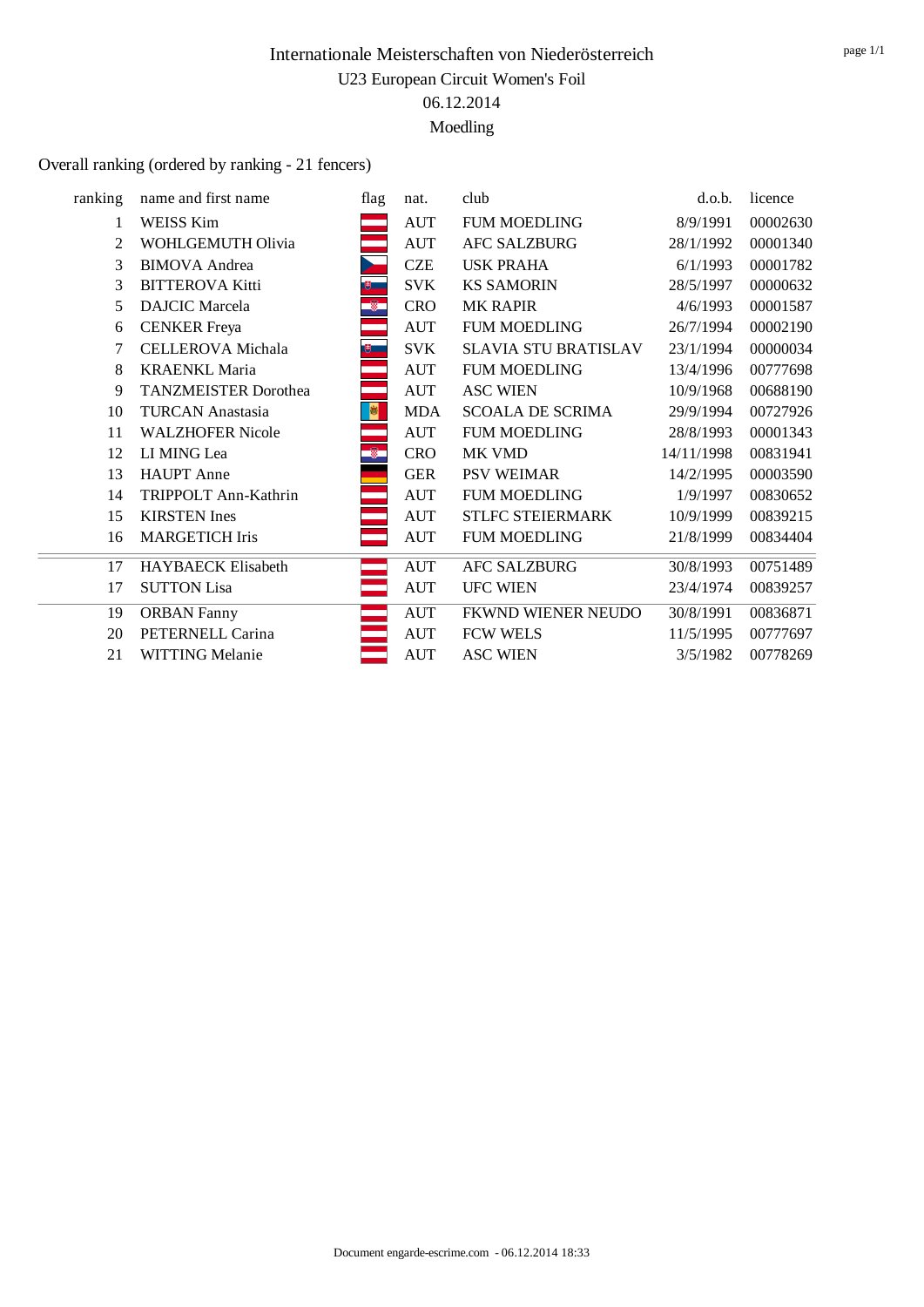# Internationale Meisterschaften von Niederösterreich

U23 European Circuit Women's Foil

06.12.2014

Moedling

Overall ranking (ordered by ranking - 21 fencers)

| ranking | name and first name | flag | nat. | club | d.o.b. | licence |
|---|---|---|---|---|---|---|
| 1 | WEISS Kim | | AUT | FUM MOEDLING | 8/9/1991 | 00002630 |
| 2 | WOHLGEMUTH Olivia | | AUT | AFC SALZBURG | 28/1/1992 | 00001340 |
| 3 | BIMOVA Andrea | | CZE | USK PRAHA | 6/1/1993 | 00001782 |
| 3 | BITTEROVA Kitti | | SVK | KS SAMORIN | 28/5/1997 | 00000632 |
| 5 | DAJCIC Marcela | | CRO | MK RAPIR | 4/6/1993 | 00001587 |
| 6 | CENKER Freya | | AUT | FUM MOEDLING | 26/7/1994 | 00002190 |
| 7 | CELLEROVA Michala | | SVK | SLAVIA STU BRATISLAV | 23/1/1994 | 00000034 |
| 8 | KRAENKL Maria | | AUT | FUM MOEDLING | 13/4/1996 | 00777698 |
| 9 | TANZMEISTER Dorothea | | AUT | ASC WIEN | 10/9/1968 | 00688190 |
| 10 | TURCAN Anastasia | | MDA | SCOALA DE SCRIMA | 29/9/1994 | 00727926 |
| 11 | WALZHOFER Nicole | | AUT | FUM MOEDLING | 28/8/1993 | 00001343 |
| 12 | LI MING Lea | | CRO | MK VMD | 14/11/1998 | 00831941 |
| 13 | HAUPT Anne | | GER | PSV WEIMAR | 14/2/1995 | 00003590 |
| 14 | TRIPPOLT Ann-Kathrin | | AUT | FUM MOEDLING | 1/9/1997 | 00830652 |
| 15 | KIRSTEN Ines | | AUT | STLFC STEIERMARK | 10/9/1999 | 00839215 |
| 16 | MARGETICH Iris | | AUT | FUM MOEDLING | 21/8/1999 | 00834404 |
| 17 | HAYBAECK Elisabeth | | AUT | AFC SALZBURG | 30/8/1993 | 00751489 |
| 17 | SUTTON Lisa | | AUT | UFC WIEN | 23/4/1974 | 00839257 |
| 19 | ORBAN Fanny | | AUT | FKWND WIENER NEUDO | 30/8/1991 | 00836871 |
| 20 | PETERNELL Carina | | AUT | FCW WELS | 11/5/1995 | 00777697 |
| 21 | WITTING Melanie | | AUT | ASC WIEN | 3/5/1982 | 00778269 |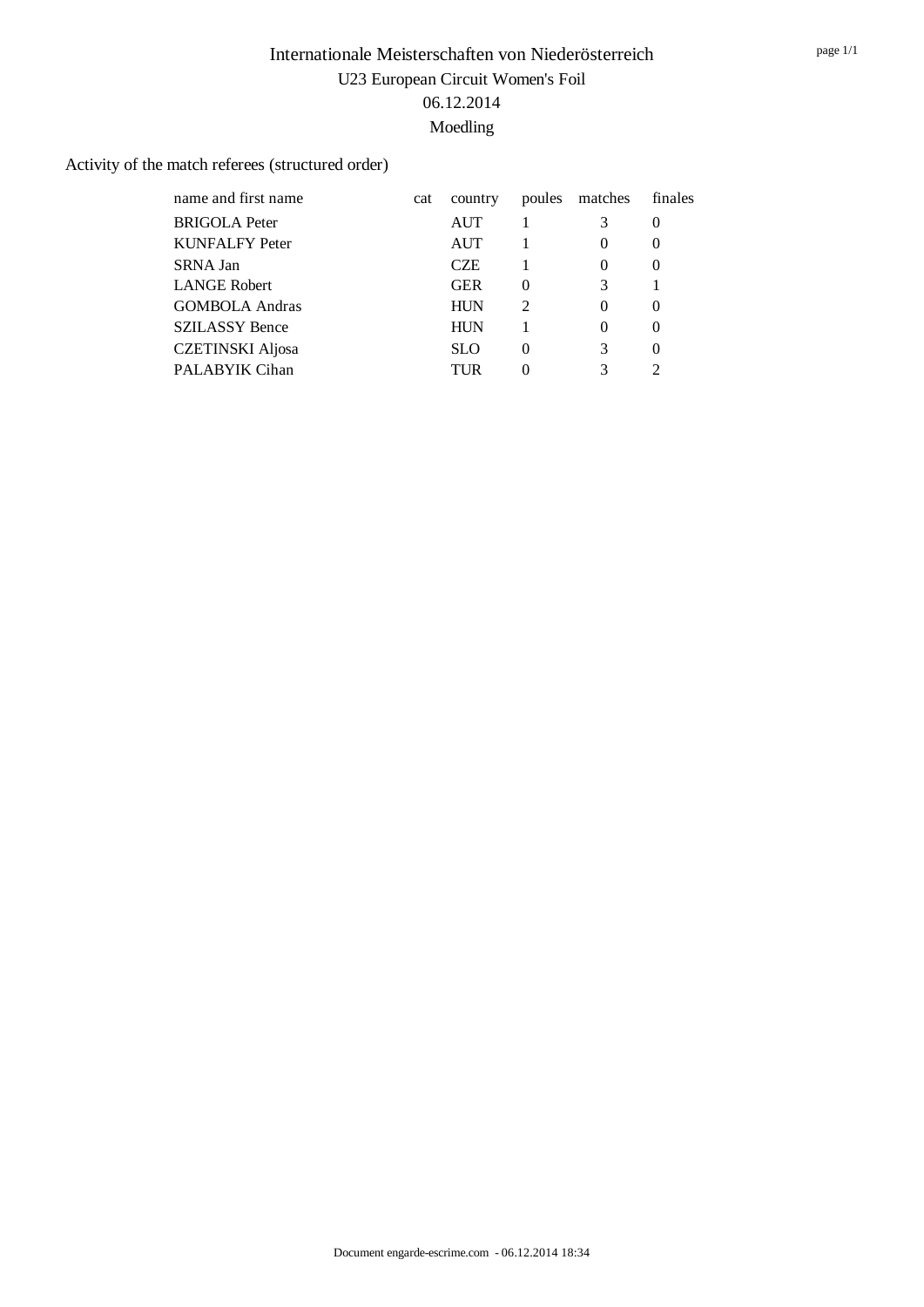# Internationale Meisterschaften von Niederösterreich

U23 European Circuit Women's Foil

06.12.2014

Moedling

Activity of the match referees (structured order)

| name and first name | cat | country | poules | matches | finales |
|---|---|---|---|---|---|
| BRIGOLA Peter | | AUT | 1 | 3 | 0 |
| KUNFALFY Peter | | AUT | 1 | 0 | 0 |
| SRNA Jan | | CZE | 1 | 0 | 0 |
| LANGE Robert | | GER | 0 | 3 | 1 |
| GOMBOLA Andras | | HUN | 2 | 0 | 0 |
| SZILASSY Bence | | HUN | 1 | 0 | 0 |
| CZETINSKI Aljosa | | SLO | 0 | 3 | 0 |
| PALABYIK Cihan | | TUR | 0 | 3 | 2 |

Document engarde-escrime.com - 06.12.2014 18:34